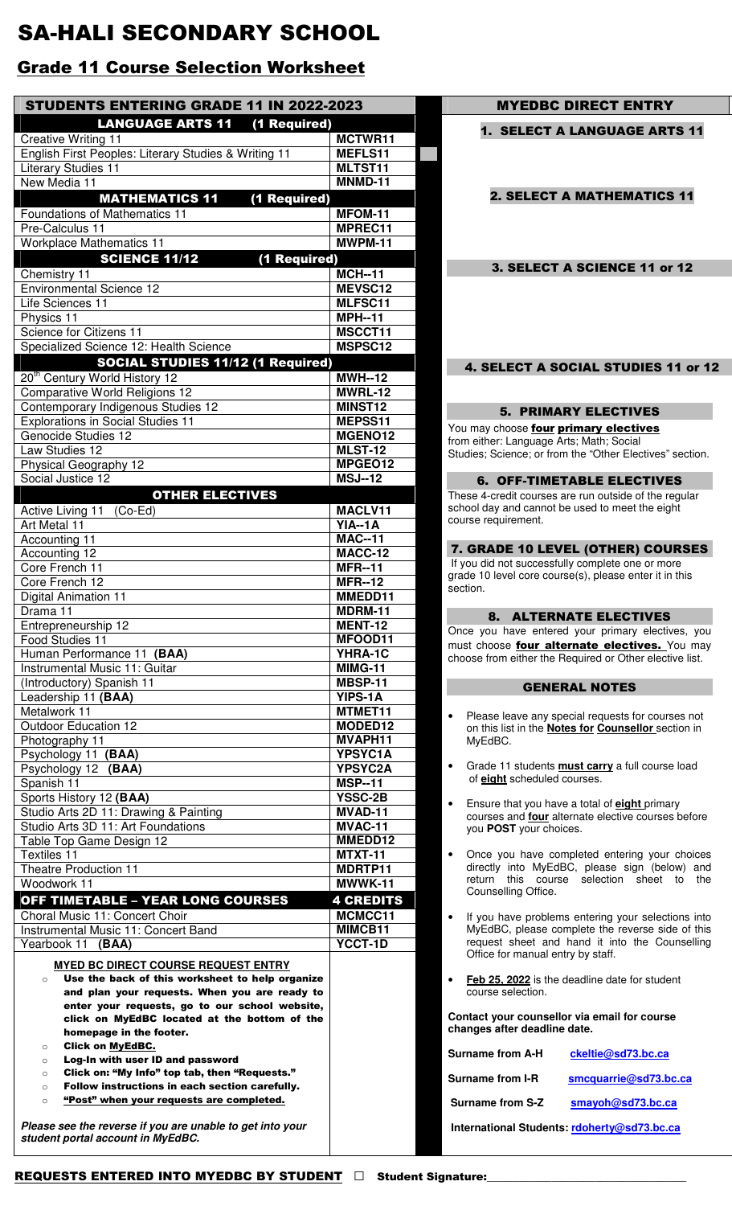# SA-HALI SECONDARY SCHOOL

## Grade 11 Course Selection Worksheet

| STUDENTS ENTERING GRADE 11 IN 2022-2023 | |
|---|---|
| **LANGUAGE ARTS 11 (1 Required)** | |
| Creative Writing 11 | MCTWR11 |
| English First Peoples: Literary Studies & Writing 11 | MEFLS11 |
| Literary Studies 11 | MLTST11 |
| New Media 11 | MNMD-11 |
| **MATHEMATICS 11 (1 Required)** | |
| Foundations of Mathematics 11 | MFOM-11 |
| Pre-Calculus 11 | MPREC11 |
| Workplace Mathematics 11 | MWPM-11 |
| **SCIENCE 11/12 (1 Required)** | |
| Chemistry 11 | MCH--11 |
| Environmental Science 12 | MEVSC12 |
| Life Sciences 11 | MLFSC11 |
| Physics 11 | MPH--11 |
| Science for Citizens 11 | MSCCT11 |
| Specialized Science 12: Health Science | MSPSC12 |
| **SOCIAL STUDIES 11/12 (1 Required)** | |
| 20th Century World History 12 | MWH--12 |
| Comparative World Religions 12 | MWRL-12 |
| Contemporary Indigenous Studies 12 | MINST12 |
| Explorations in Social Studies 11 | MEPSS11 |
| Genocide Studies 12 | MGENO12 |
| Law Studies 12 | MLST-12 |
| Physical Geography 12 | MPGEO12 |
| Social Justice 12 | MSJ--12 |
| **OTHER ELECTIVES** | |
| Active Living 11 (Co-Ed) | MACLV11 |
| Art Metal 11 | YIA--1A |
| Accounting 11 | MAC--11 |
| Accounting 12 | MACC-12 |
| Core French 11 | MFR--11 |
| Core French 12 | MFR--12 |
| Digital Animation 11 | MMEDD11 |
| Drama 11 | MDRM-11 |
| Entrepreneurship 12 | MENT-12 |
| Food Studies 11 | MFOOD11 |
| Human Performance 11 **(BAA)** | YHRA-1C |
| Instrumental Music 11: Guitar | MIMG-11 |
| (Introductory) Spanish 11 | MBSP-11 |
| Leadership 11 **(BAA)** | YIPS-1A |
| Metalwork 11 | MTMET11 |
| Outdoor Education 12 | MODED12 |
| Photography 11 | MVAPH11 |
| Psychology 11 **(BAA)** | YPSYC1A |
| Psychology 12 **(BAA)** | YPSYC2A |
| Spanish 11 | MSP--11 |
| Sports History 12 **(BAA)** | YSSC-2B |
| Studio Arts 2D 11: Drawing & Painting | MVAD-11 |
| Studio Arts 3D 11: Art Foundations | MVAC-11 |
| Table Top Game Design 12 | MMEDD12 |
| Textiles 11 | MTXT-11 |
| Theatre Production 11 | MDRTP11 |
| Woodwork 11 | MWWK-11 |
| **OFF TIMETABLE – YEAR LONG COURSES** | **4 CREDITS** |
| Choral Music 11: Concert Choir | MCMCC11 |
| Instrumental Music 11: Concert Band | MIMCB11 |
| Yearbook 11 **(BAA)** | YCCT-1D |

**MYED BC DIRECT COURSE REQUEST ENTRY**

- **Use the back of this worksheet to help organize and plan your requests. When you are ready to enter your requests, go to our school website, click on MyEdBC located at the bottom of the homepage in the footer.**
- **Click on MyEdBC.**
- **Log-In with user ID and password**
- **Click on: "My Info" top tab, then "Requests."**
- **Follow instructions in each section carefully.**
- **"Post" when your requests are completed.**

*Please see the reverse if you are unable to get into your student portal account in MyEdBC.*

## MYEDBC DIRECT ENTRY

### 1. SELECT A LANGUAGE ARTS 11

### 2. SELECT A MATHEMATICS 11

### 3. SELECT A SCIENCE 11 or 12

### 4. SELECT A SOCIAL STUDIES 11 or 12

### 5. PRIMARY ELECTIVES

You may choose **four primary electives** from either: Language Arts; Math; Social Studies; Science; or from the "Other Electives" section.

### 6. OFF-TIMETABLE ELECTIVES

These 4-credit courses are run outside of the regular school day and cannot be used to meet the eight course requirement.

### 7. GRADE 10 LEVEL (OTHER) COURSES

If you did not successfully complete one or more grade 10 level core course(s), please enter it in this section.

### 8. ALTERNATE ELECTIVES

Once you have entered your primary electives, you must choose **four alternate electives.** You may choose from either the Required or Other elective list.

### GENERAL NOTES

- Please leave any special requests for courses not on this list in the **Notes for Counsellor** section in MyEdBC.
- Grade 11 students **must carry** a full course load of **eight** scheduled courses.
- Ensure that you have a total of **eight** primary courses and **four** alternate elective courses before you **POST** your choices.
- Once you have completed entering your choices directly into MyEdBC, please sign (below) and return this course selection sheet to the Counselling Office.
- If you have problems entering your selections into MyEdBC, please complete the reverse side of this request sheet and hand it into the Counselling Office for manual entry by staff.
- **Feb 25, 2022** is the deadline date for student course selection.

**Contact your counsellor via email for course changes after deadline date.**

| | |
|---|---|
| **Surname from A-H** | **ckeltie@sd73.bc.ca** |
| **Surname from I-R** | **smcquarrie@sd73.bc.ca** |
| **Surname from S-Z** | **smayoh@sd73.bc.ca** |

**International Students: rdoherty@sd73.bc.ca**

**REQUESTS ENTERED INTO MYEDBC BY STUDENT** ☐ **Student Signature:**\_\_\_\_\_\_\_\_\_\_\_\_\_\_\_\_\_\_\_\_\_\_\_\_\_\_\_\_\_\_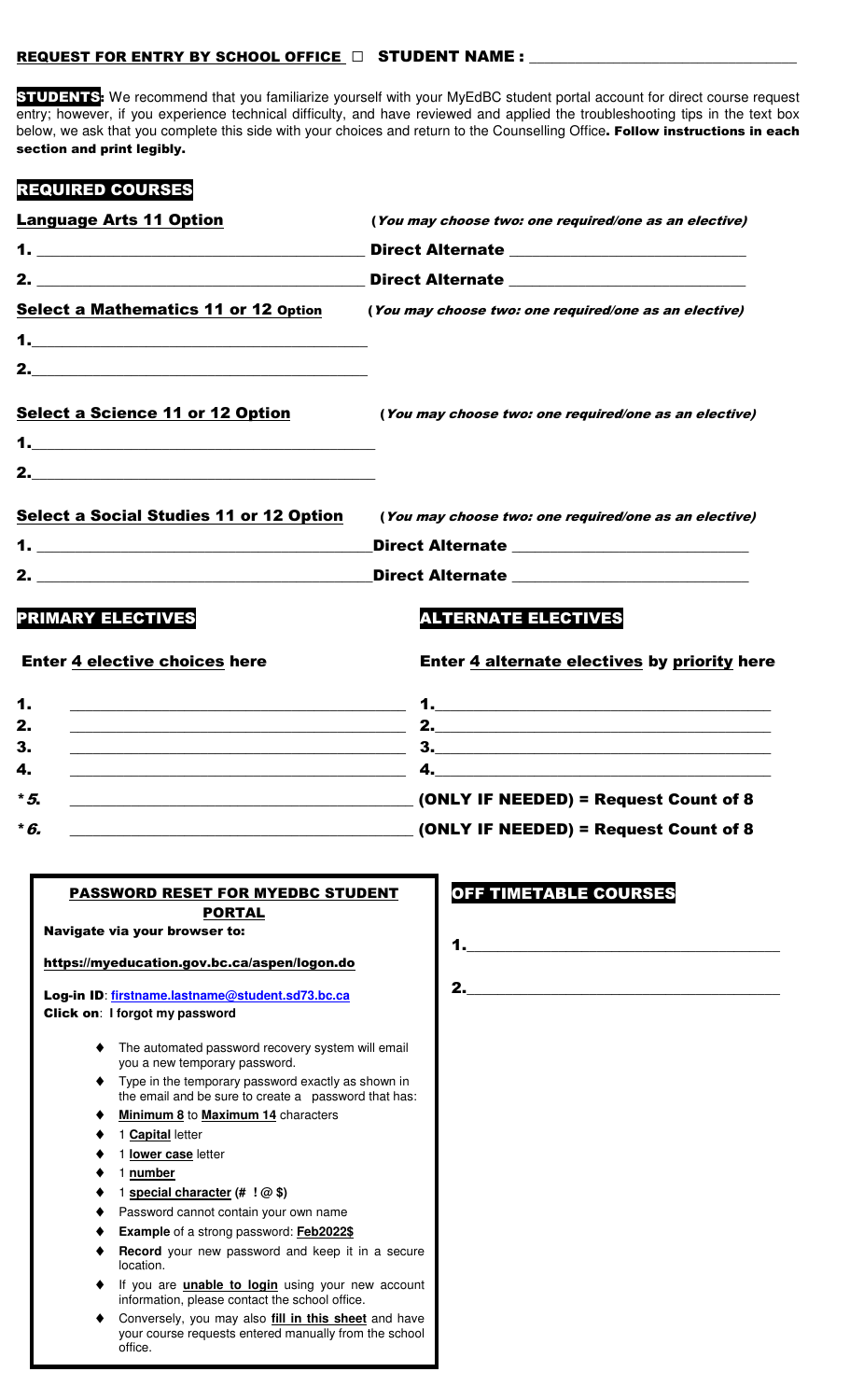**REQUEST FOR ENTRY BY SCHOOL OFFICE** ☐ **STUDENT NAME :** ______________________________

**STUDENTS:** We recommend that you familiarize yourself with your MyEdBC student portal account for direct course request entry; however, if you experience technical difficulty, and have reviewed and applied the troubleshooting tips in the text box below, we ask that you complete this side with your choices and return to the Counselling Office. **Follow instructions in each section and print legibly.**

## REQUIRED COURSES

**Language Arts 11 Option** (*You may choose two: one required/one as an elective*)

1. ______________________________ **Direct Alternate** ______________________________
2. ______________________________ **Direct Alternate** ______________________________

**Select a Mathematics 11 or 12 Option** (*You may choose two: one required/one as an elective*)

1. ______________________________
2. ______________________________

**Select a Science 11 or 12 Option** (*You may choose two: one required/one as an elective*)

1. ______________________________
2. ______________________________

**Select a Social Studies 11 or 12 Option** (*You may choose two: one required/one as an elective*)

1. ______________________________ **Direct Alternate** ______________________________
2. ______________________________ **Direct Alternate** ______________________________

## PRIMARY ELECTIVES

**Enter 4 elective choices here**

1. ______________________________
2. ______________________________
3. ______________________________
4. ______________________________

*5. ______________________________ **(ONLY IF NEEDED) = Request Count of 8**

*6. ______________________________ **(ONLY IF NEEDED) = Request Count of 8**

## ALTERNATE ELECTIVES

**Enter 4 alternate electives by priority here**

1. ______________________________
2. ______________________________
3. ______________________________
4. ______________________________

## PASSWORD RESET FOR MYEDBC STUDENT PORTAL

**Navigate via your browser to:**

**https://myeducation.gov.bc.ca/aspen/logon.do**

**Log-in ID**: **firstname.lastname@student.sd73.bc.ca**

**Click on**: **I forgot my password**

- The automated password recovery system will email you a new temporary password.
- Type in the temporary password exactly as shown in the email and be sure to create a password that has:
- **Minimum 8** to **Maximum 14** characters
- 1 **Capital** letter
- 1 **lower case** letter
- 1 **number**
- 1 **special character (# ! @ $)**
- Password cannot contain your own name
- **Example** of a strong password: **Feb2022$**
- **Record** your new password and keep it in a secure location.
- If you are **unable to login** using your new account information, please contact the school office.
- Conversely, you may also **fill in this sheet** and have your course requests entered manually from the school office.

## OFF TIMETABLE COURSES

1. ______________________________
2. ______________________________